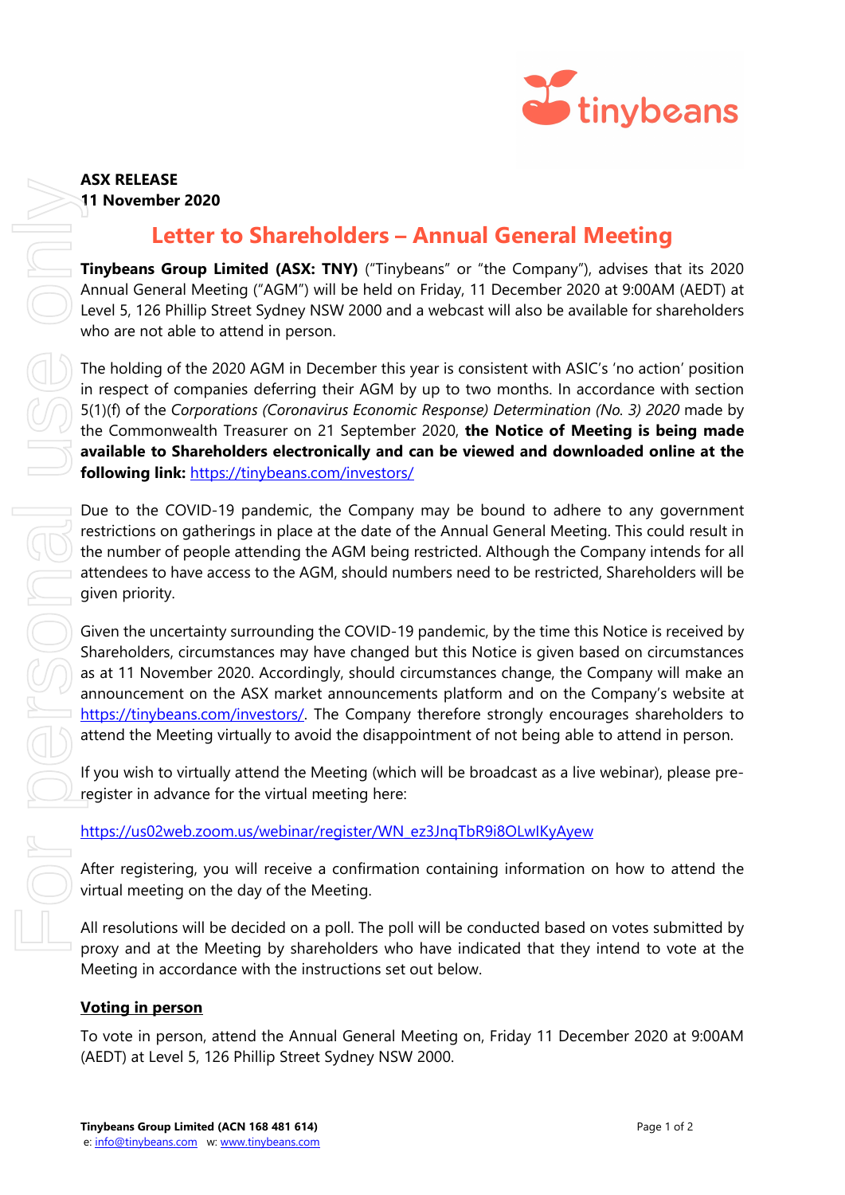**ASX RELEASE**
**11 November 2020**

# Letter to Shareholders – Annual General Meeting

**Tinybeans Group Limited (ASX: TNY)** ("Tinybeans" or "the Company"), advises that its 2020 Annual General Meeting ("AGM") will be held on Friday, 11 December 2020 at 9:00AM (AEDT) at Level 5, 126 Phillip Street Sydney NSW 2000 and a webcast will also be available for shareholders who are not able to attend in person.

The holding of the 2020 AGM in December this year is consistent with ASIC's 'no action' position in respect of companies deferring their AGM by up to two months. In accordance with section 5(1)(f) of the *Corporations (Coronavirus Economic Response) Determination (No. 3) 2020* made by the Commonwealth Treasurer on 21 September 2020, **the Notice of Meeting is being made available to Shareholders electronically and can be viewed and downloaded online at the following link:** https://tinybeans.com/investors/

Due to the COVID-19 pandemic, the Company may be bound to adhere to any government restrictions on gatherings in place at the date of the Annual General Meeting. This could result in the number of people attending the AGM being restricted. Although the Company intends for all attendees to have access to the AGM, should numbers need to be restricted, Shareholders will be given priority.

Given the uncertainty surrounding the COVID-19 pandemic, by the time this Notice is received by Shareholders, circumstances may have changed but this Notice is given based on circumstances as at 11 November 2020. Accordingly, should circumstances change, the Company will make an announcement on the ASX market announcements platform and on the Company's website at https://tinybeans.com/investors/. The Company therefore strongly encourages shareholders to attend the Meeting virtually to avoid the disappointment of not being able to attend in person.

If you wish to virtually attend the Meeting (which will be broadcast as a live webinar), please pre-register in advance for the virtual meeting here:

https://us02web.zoom.us/webinar/register/WN_ez3JnqTbR9i8OLwlKyAyew

After registering, you will receive a confirmation containing information on how to attend the virtual meeting on the day of the Meeting.

All resolutions will be decided on a poll. The poll will be conducted based on votes submitted by proxy and at the Meeting by shareholders who have indicated that they intend to vote at the Meeting in accordance with the instructions set out below.

**Voting in person**

To vote in person, attend the Annual General Meeting on, Friday 11 December 2020 at 9:00AM (AEDT) at Level 5, 126 Phillip Street Sydney NSW 2000.

**Tinybeans Group Limited (ACN 168 481 614)**
e: info@tinybeans.com w: www.tinybeans.com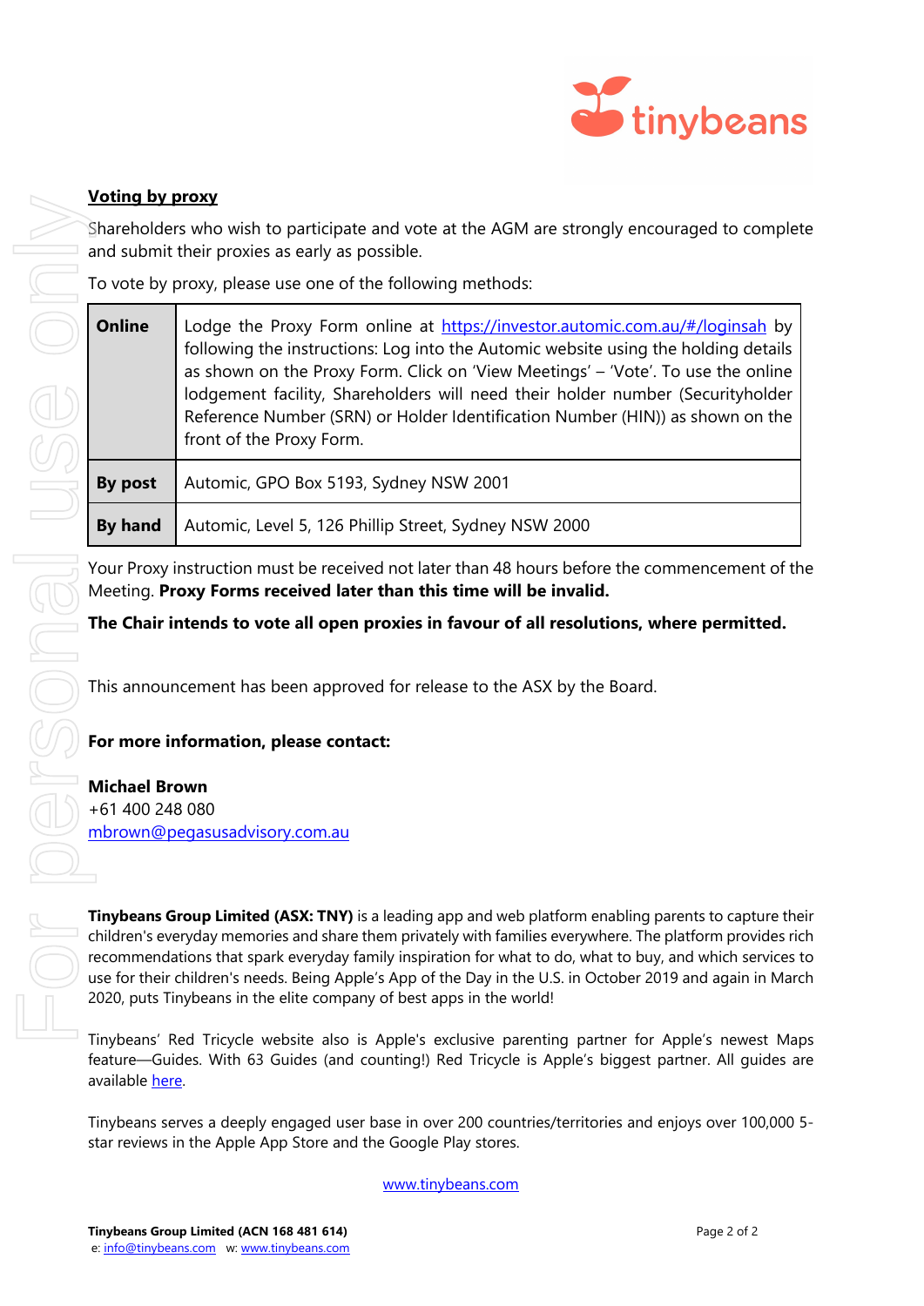## Voting by proxy

Shareholders who wish to participate and vote at the AGM are strongly encouraged to complete and submit their proxies as early as possible.

To vote by proxy, please use one of the following methods:

| | |
|---|---|
| **Online** | Lodge the Proxy Form online at https://investor.automic.com.au/#/loginsah by following the instructions: Log into the Automic website using the holding details as shown on the Proxy Form. Click on 'View Meetings' – 'Vote'. To use the online lodgement facility, Shareholders will need their holder number (Securityholder Reference Number (SRN) or Holder Identification Number (HIN)) as shown on the front of the Proxy Form. |
| **By post** | Automic, GPO Box 5193, Sydney NSW 2001 |
| **By hand** | Automic, Level 5, 126 Phillip Street, Sydney NSW 2000 |

Your Proxy instruction must be received not later than 48 hours before the commencement of the Meeting. **Proxy Forms received later than this time will be invalid.**

**The Chair intends to vote all open proxies in favour of all resolutions, where permitted.**

This announcement has been approved for release to the ASX by the Board.

**For more information, please contact:**

**Michael Brown**
+61 400 248 080
mbrown@pegasusadvisory.com.au

**Tinybeans Group Limited (ASX: TNY)** is a leading app and web platform enabling parents to capture their children's everyday memories and share them privately with families everywhere. The platform provides rich recommendations that spark everyday family inspiration for what to do, what to buy, and which services to use for their children's needs. Being Apple's App of the Day in the U.S. in October 2019 and again in March 2020, puts Tinybeans in the elite company of best apps in the world!

Tinybeans' Red Tricycle website also is Apple's exclusive parenting partner for Apple's newest Maps feature—Guides. With 63 Guides (and counting!) Red Tricycle is Apple's biggest partner. All guides are available here.

Tinybeans serves a deeply engaged user base in over 200 countries/territories and enjoys over 100,000 5-star reviews in the Apple App Store and the Google Play stores.

www.tinybeans.com